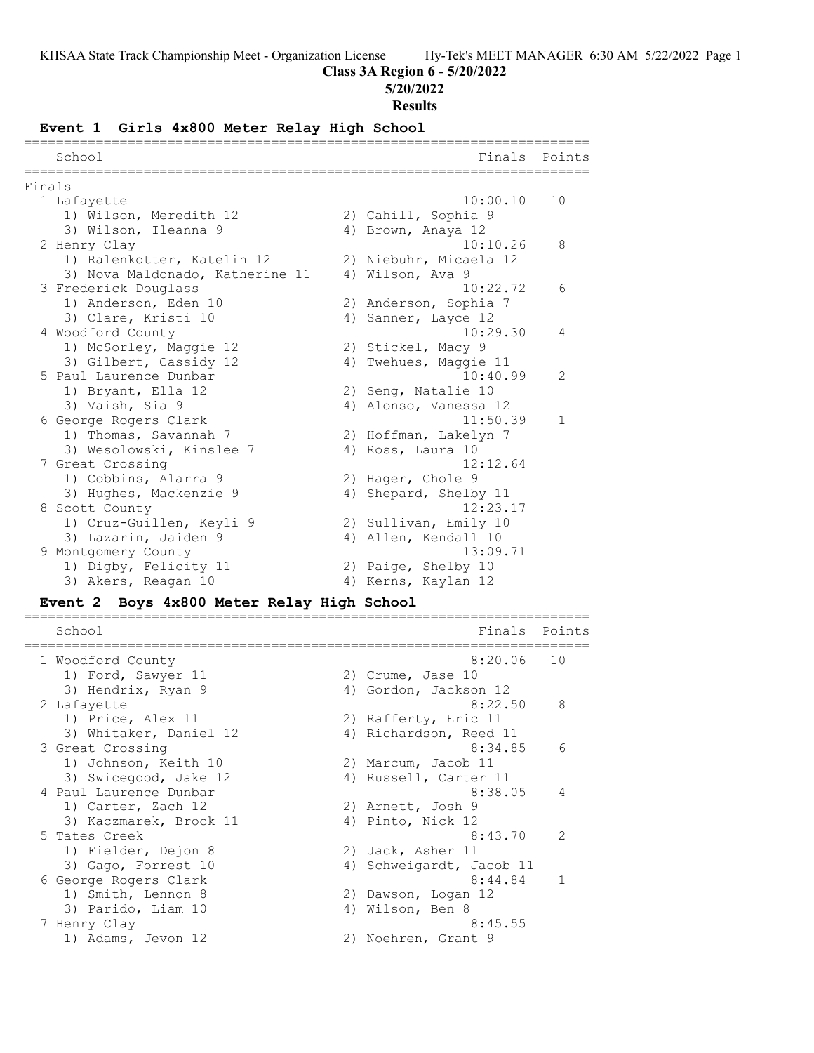# Class 3A Region 6 - 5/20/2022

**5/20/2022**

**Results**

## Event 1 Girls 4x800 Meter Relay High School

Finals

| Place | School | Finals | Points |
|---|---|---|---|
| 1 | Lafayette | 10:00.10 | 10 |
| | 1) Wilson, Meredith 12; 2) Cahill, Sophia 9; 3) Wilson, Ileanna 9; 4) Brown, Anaya 12 | | |
| 2 | Henry Clay | 10:10.26 | 8 |
| | 1) Ralenkotter, Katelin 12; 2) Niebuhr, Micaela 12; 3) Nova Maldonado, Katherine 11; 4) Wilson, Ava 9 | | |
| 3 | Frederick Douglass | 10:22.72 | 6 |
| | 1) Anderson, Eden 10; 2) Anderson, Sophia 7; 3) Clare, Kristi 10; 4) Sanner, Layce 12 | | |
| 4 | Woodford County | 10:29.30 | 4 |
| | 1) McSorley, Maggie 12; 2) Stickel, Macy 9; 3) Gilbert, Cassidy 12; 4) Twehues, Maggie 11 | | |
| 5 | Paul Laurence Dunbar | 10:40.99 | 2 |
| | 1) Bryant, Ella 12; 2) Seng, Natalie 10; 3) Vaish, Sia 9; 4) Alonso, Vanessa 12 | | |
| 6 | George Rogers Clark | 11:50.39 | 1 |
| | 1) Thomas, Savannah 7; 2) Hoffman, Lakelyn 7; 3) Wesolowski, Kinslee 7; 4) Ross, Laura 10 | | |
| 7 | Great Crossing | 12:12.64 | |
| | 1) Cobbins, Alarra 9; 2) Hager, Chole 9; 3) Hughes, Mackenzie 9; 4) Shepard, Shelby 11 | | |
| 8 | Scott County | 12:23.17 | |
| | 1) Cruz-Guillen, Keyli 9; 2) Sullivan, Emily 10; 3) Lazarin, Jaiden 9; 4) Allen, Kendall 10 | | |
| 9 | Montgomery County | 13:09.71 | |
| | 1) Digby, Felicity 11; 2) Paige, Shelby 10; 3) Akers, Reagan 10; 4) Kerns, Kaylan 12 | | |

## Event 2 Boys 4x800 Meter Relay High School

| Place | School | Finals | Points |
|---|---|---|---|
| 1 | Woodford County | 8:20.06 | 10 |
| | 1) Ford, Sawyer 11; 2) Crume, Jase 10; 3) Hendrix, Ryan 9; 4) Gordon, Jackson 12 | | |
| 2 | Lafayette | 8:22.50 | 8 |
| | 1) Price, Alex 11; 2) Rafferty, Eric 11; 3) Whitaker, Daniel 12; 4) Richardson, Reed 11 | | |
| 3 | Great Crossing | 8:34.85 | 6 |
| | 1) Johnson, Keith 10; 2) Marcum, Jacob 11; 3) Swicegood, Jake 12; 4) Russell, Carter 11 | | |
| 4 | Paul Laurence Dunbar | 8:38.05 | 4 |
| | 1) Carter, Zach 12; 2) Arnett, Josh 9; 3) Kaczmarek, Brock 11; 4) Pinto, Nick 12 | | |
| 5 | Tates Creek | 8:43.70 | 2 |
| | 1) Fielder, Dejon 8; 2) Jack, Asher 11; 3) Gago, Forrest 10; 4) Schweigardt, Jacob 11 | | |
| 6 | George Rogers Clark | 8:44.84 | 1 |
| | 1) Smith, Lennon 8; 2) Dawson, Logan 12; 3) Parido, Liam 10; 4) Wilson, Ben 8 | | |
| 7 | Henry Clay | 8:45.55 | |
| | 1) Adams, Jevon 12; 2) Noehren, Grant 9 | | |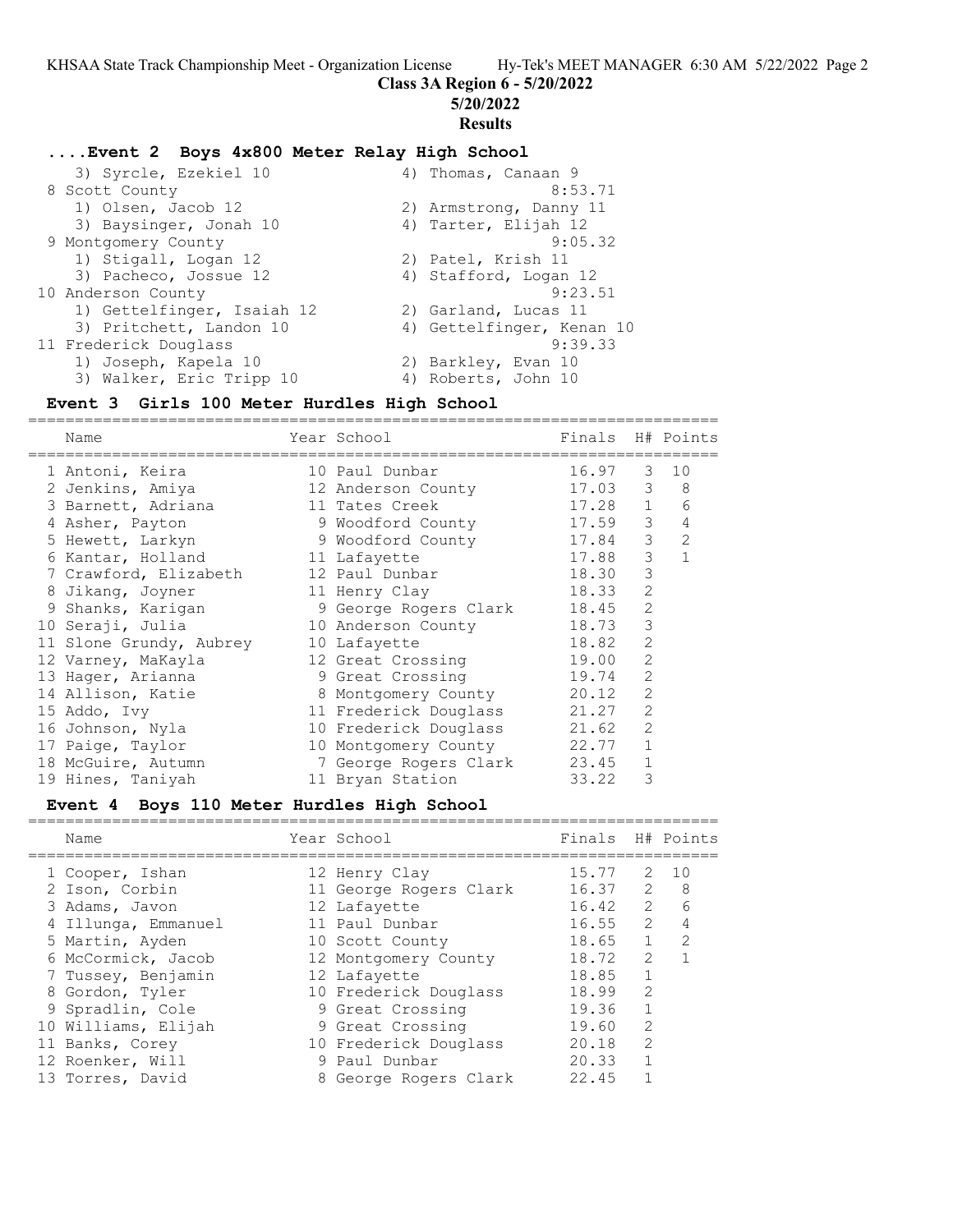**Class 3A Region 6 - 5/20/2022**

**5/20/2022**

**Results**

### ....Event 2 Boys 4x800 Meter Relay High School

| Place | School / Runners | | Time |
|---|---|---|---|
| | 3) Syrcle, Ezekiel 10 | 4) Thomas, Canaan 9 | |
| 8 | Scott County | | 8:53.71 |
| | 1) Olsen, Jacob 12 | 2) Armstrong, Danny 11 | |
| | 3) Baysinger, Jonah 10 | 4) Tarter, Elijah 12 | |
| 9 | Montgomery County | | 9:05.32 |
| | 1) Stigall, Logan 12 | 2) Patel, Krish 11 | |
| | 3) Pacheco, Jossue 12 | 4) Stafford, Logan 12 | |
| 10 | Anderson County | | 9:23.51 |
| | 1) Gettelfinger, Isaiah 12 | 2) Garland, Lucas 11 | |
| | 3) Pritchett, Landon 10 | 4) Gettelfinger, Kenan 10 | |
| 11 | Frederick Douglass | | 9:39.33 |
| | 1) Joseph, Kapela 10 | 2) Barkley, Evan 10 | |
| | 3) Walker, Eric Tripp 10 | 4) Roberts, John 10 | |

### Event 3 Girls 100 Meter Hurdles High School

| | Name | Year | School | Finals | H# | Points |
|---|---|---|---|---|---|---|
| 1 | Antoni, Keira | 10 | Paul Dunbar | 16.97 | 3 | 10 |
| 2 | Jenkins, Amiya | 12 | Anderson County | 17.03 | 3 | 8 |
| 3 | Barnett, Adriana | 11 | Tates Creek | 17.28 | 1 | 6 |
| 4 | Asher, Payton | 9 | Woodford County | 17.59 | 3 | 4 |
| 5 | Hewett, Larkyn | 9 | Woodford County | 17.84 | 3 | 2 |
| 6 | Kantar, Holland | 11 | Lafayette | 17.88 | 3 | 1 |
| 7 | Crawford, Elizabeth | 12 | Paul Dunbar | 18.30 | 3 | |
| 8 | Jikang, Joyner | 11 | Henry Clay | 18.33 | 2 | |
| 9 | Shanks, Karigan | 9 | George Rogers Clark | 18.45 | 2 | |
| 10 | Seraji, Julia | 10 | Anderson County | 18.73 | 3 | |
| 11 | Slone Grundy, Aubrey | 10 | Lafayette | 18.82 | 2 | |
| 12 | Varney, MaKayla | 12 | Great Crossing | 19.00 | 2 | |
| 13 | Hager, Arianna | 9 | Great Crossing | 19.74 | 2 | |
| 14 | Allison, Katie | 8 | Montgomery County | 20.12 | 2 | |
| 15 | Addo, Ivy | 11 | Frederick Douglass | 21.27 | 2 | |
| 16 | Johnson, Nyla | 10 | Frederick Douglass | 21.62 | 2 | |
| 17 | Paige, Taylor | 10 | Montgomery County | 22.77 | 1 | |
| 18 | McGuire, Autumn | 7 | George Rogers Clark | 23.45 | 1 | |
| 19 | Hines, Taniyah | 11 | Bryan Station | 33.22 | 3 | |

### Event 4 Boys 110 Meter Hurdles High School

| | Name | Year | School | Finals | H# | Points |
|---|---|---|---|---|---|---|
| 1 | Cooper, Ishan | 12 | Henry Clay | 15.77 | 2 | 10 |
| 2 | Ison, Corbin | 11 | George Rogers Clark | 16.37 | 2 | 8 |
| 3 | Adams, Javon | 12 | Lafayette | 16.42 | 2 | 6 |
| 4 | Illunga, Emmanuel | 11 | Paul Dunbar | 16.55 | 2 | 4 |
| 5 | Martin, Ayden | 10 | Scott County | 18.65 | 1 | 2 |
| 6 | McCormick, Jacob | 12 | Montgomery County | 18.72 | 2 | 1 |
| 7 | Tussey, Benjamin | 12 | Lafayette | 18.85 | 1 | |
| 8 | Gordon, Tyler | 10 | Frederick Douglass | 18.99 | 2 | |
| 9 | Spradlin, Cole | 9 | Great Crossing | 19.36 | 1 | |
| 10 | Williams, Elijah | 9 | Great Crossing | 19.60 | 2 | |
| 11 | Banks, Corey | 10 | Frederick Douglass | 20.18 | 2 | |
| 12 | Roenker, Will | 9 | Paul Dunbar | 20.33 | 1 | |
| 13 | Torres, David | 8 | George Rogers Clark | 22.45 | 1 | |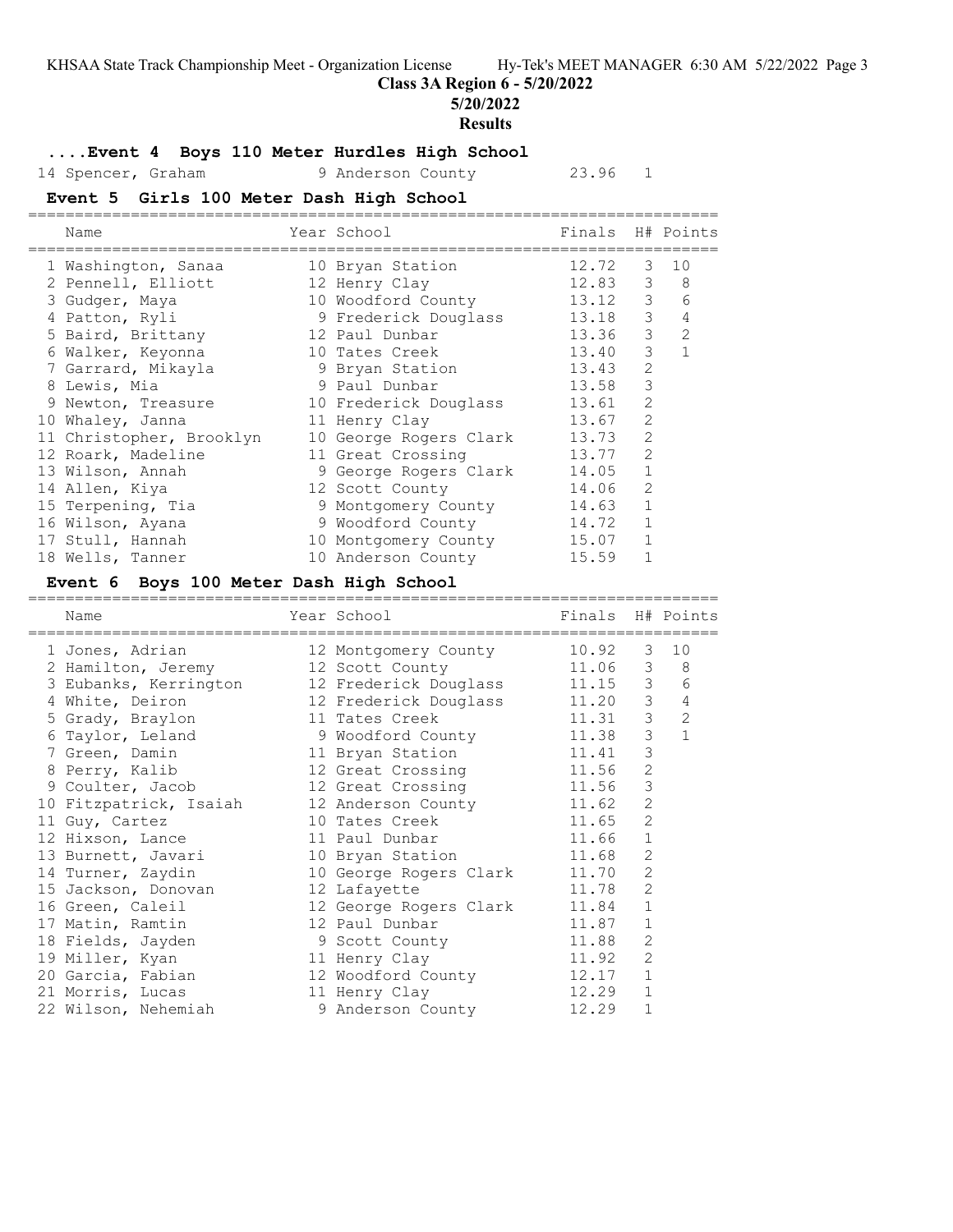## Class 3A Region 6 - 5/20/2022

**5/20/2022**

**Results**

### ....Event 4 Boys 110 Meter Hurdles High School

| Name | Year | School | Finals | H# | Points |
|---|---|---|---|---|---|
| 14 Spencer, Graham | 9 | Anderson County | 23.96 | 1 | |

### Event 5 Girls 100 Meter Dash High School

| Name | Year | School | Finals | H# | Points |
|---|---|---|---|---|---|
| 1 Washington, Sanaa | 10 | Bryan Station | 12.72 | 3 | 10 |
| 2 Pennell, Elliott | 12 | Henry Clay | 12.83 | 3 | 8 |
| 3 Gudger, Maya | 10 | Woodford County | 13.12 | 3 | 6 |
| 4 Patton, Ryli | 9 | Frederick Douglass | 13.18 | 3 | 4 |
| 5 Baird, Brittany | 12 | Paul Dunbar | 13.36 | 3 | 2 |
| 6 Walker, Keyonna | 10 | Tates Creek | 13.40 | 3 | 1 |
| 7 Garrard, Mikayla | 9 | Bryan Station | 13.43 | 2 | |
| 8 Lewis, Mia | 9 | Paul Dunbar | 13.58 | 3 | |
| 9 Newton, Treasure | 10 | Frederick Douglass | 13.61 | 2 | |
| 10 Whaley, Janna | 11 | Henry Clay | 13.67 | 2 | |
| 11 Christopher, Brooklyn | 10 | George Rogers Clark | 13.73 | 2 | |
| 12 Roark, Madeline | 11 | Great Crossing | 13.77 | 2 | |
| 13 Wilson, Annah | 9 | George Rogers Clark | 14.05 | 1 | |
| 14 Allen, Kiya | 12 | Scott County | 14.06 | 2 | |
| 15 Terpening, Tia | 9 | Montgomery County | 14.63 | 1 | |
| 16 Wilson, Ayana | 9 | Woodford County | 14.72 | 1 | |
| 17 Stull, Hannah | 10 | Montgomery County | 15.07 | 1 | |
| 18 Wells, Tanner | 10 | Anderson County | 15.59 | 1 | |

### Event 6 Boys 100 Meter Dash High School

| Name | Year | School | Finals | H# | Points |
|---|---|---|---|---|---|
| 1 Jones, Adrian | 12 | Montgomery County | 10.92 | 3 | 10 |
| 2 Hamilton, Jeremy | 12 | Scott County | 11.06 | 3 | 8 |
| 3 Eubanks, Kerrington | 12 | Frederick Douglass | 11.15 | 3 | 6 |
| 4 White, Deiron | 12 | Frederick Douglass | 11.20 | 3 | 4 |
| 5 Grady, Braylon | 11 | Tates Creek | 11.31 | 3 | 2 |
| 6 Taylor, Leland | 9 | Woodford County | 11.38 | 3 | 1 |
| 7 Green, Damin | 11 | Bryan Station | 11.41 | 3 | |
| 8 Perry, Kalib | 12 | Great Crossing | 11.56 | 2 | |
| 9 Coulter, Jacob | 12 | Great Crossing | 11.56 | 3 | |
| 10 Fitzpatrick, Isaiah | 12 | Anderson County | 11.62 | 2 | |
| 11 Guy, Cartez | 10 | Tates Creek | 11.65 | 2 | |
| 12 Hixson, Lance | 11 | Paul Dunbar | 11.66 | 1 | |
| 13 Burnett, Javari | 10 | Bryan Station | 11.68 | 2 | |
| 14 Turner, Zaydin | 10 | George Rogers Clark | 11.70 | 2 | |
| 15 Jackson, Donovan | 12 | Lafayette | 11.78 | 2 | |
| 16 Green, Caleil | 12 | George Rogers Clark | 11.84 | 1 | |
| 17 Matin, Ramtin | 12 | Paul Dunbar | 11.87 | 1 | |
| 18 Fields, Jayden | 9 | Scott County | 11.88 | 2 | |
| 19 Miller, Kyan | 11 | Henry Clay | 11.92 | 2 | |
| 20 Garcia, Fabian | 12 | Woodford County | 12.17 | 1 | |
| 21 Morris, Lucas | 11 | Henry Clay | 12.29 | 1 | |
| 22 Wilson, Nehemiah | 9 | Anderson County | 12.29 | 1 | |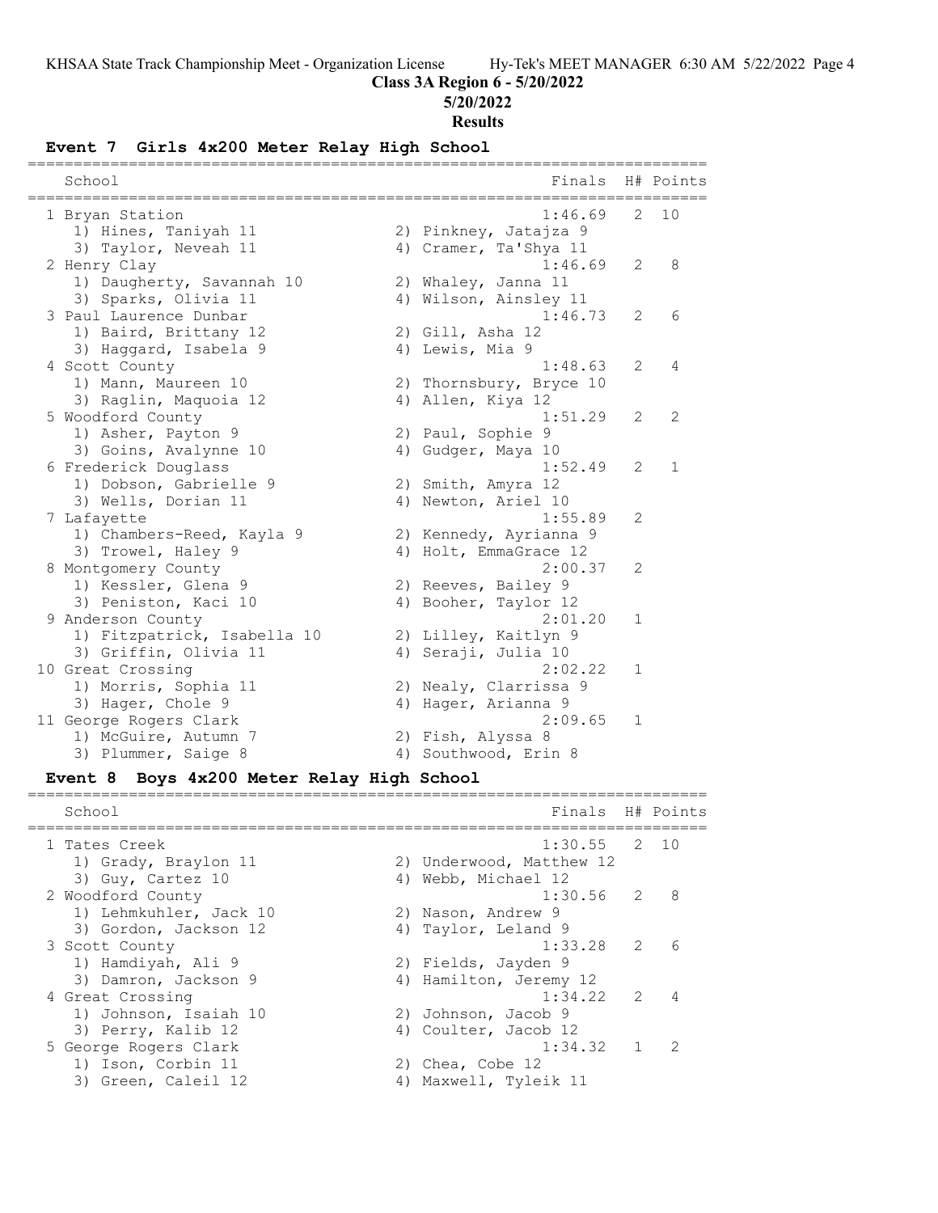## Class 3A Region 6 - 5/20/2022

### 5/20/2022

### Results

#### Event 7 Girls 4x200 Meter Relay High School

| Place | School | Finals | H# | Points |
|---|---|---|---|---|
| 1 | Bryan Station | 1:46.69 | 2 | 10 |
| | 1) Hines, Taniyah 11; 2) Pinkney, Jatajza 9; 3) Taylor, Neveah 11; 4) Cramer, Ta'Shya 11 | | | |
| 2 | Henry Clay | 1:46.69 | 2 | 8 |
| | 1) Daugherty, Savannah 10; 2) Whaley, Janna 11; 3) Sparks, Olivia 11; 4) Wilson, Ainsley 11 | | | |
| 3 | Paul Laurence Dunbar | 1:46.73 | 2 | 6 |
| | 1) Baird, Brittany 12; 2) Gill, Asha 12; 3) Haggard, Isabela 9; 4) Lewis, Mia 9 | | | |
| 4 | Scott County | 1:48.63 | 2 | 4 |
| | 1) Mann, Maureen 10; 2) Thornsbury, Bryce 10; 3) Raglin, Maquoia 12; 4) Allen, Kiya 12 | | | |
| 5 | Woodford County | 1:51.29 | 2 | 2 |
| | 1) Asher, Payton 9; 2) Paul, Sophie 9; 3) Goins, Avalynne 10; 4) Gudger, Maya 10 | | | |
| 6 | Frederick Douglass | 1:52.49 | 2 | 1 |
| | 1) Dobson, Gabrielle 9; 2) Smith, Amyra 12; 3) Wells, Dorian 11; 4) Newton, Ariel 10 | | | |
| 7 | Lafayette | 1:55.89 | 2 | |
| | 1) Chambers-Reed, Kayla 9; 2) Kennedy, Ayrianna 9; 3) Trowel, Haley 9; 4) Holt, EmmaGrace 12 | | | |
| 8 | Montgomery County | 2:00.37 | 2 | |
| | 1) Kessler, Glena 9; 2) Reeves, Bailey 9; 3) Peniston, Kaci 10; 4) Booher, Taylor 12 | | | |
| 9 | Anderson County | 2:01.20 | 1 | |
| | 1) Fitzpatrick, Isabella 10; 2) Lilley, Kaitlyn 9; 3) Griffin, Olivia 11; 4) Seraji, Julia 10 | | | |
| 10 | Great Crossing | 2:02.22 | 1 | |
| | 1) Morris, Sophia 11; 2) Nealy, Clarrissa 9; 3) Hager, Chole 9; 4) Hager, Arianna 9 | | | |
| 11 | George Rogers Clark | 2:09.65 | 1 | |
| | 1) McGuire, Autumn 7; 2) Fish, Alyssa 8; 3) Plummer, Saige 8; 4) Southwood, Erin 8 | | | |

#### Event 8 Boys 4x200 Meter Relay High School

| Place | School | Finals | H# | Points |
|---|---|---|---|---|
| 1 | Tates Creek | 1:30.55 | 2 | 10 |
| | 1) Grady, Braylon 11; 2) Underwood, Matthew 12; 3) Guy, Cartez 10; 4) Webb, Michael 12 | | | |
| 2 | Woodford County | 1:30.56 | 2 | 8 |
| | 1) Lehmkuhler, Jack 10; 2) Nason, Andrew 9; 3) Gordon, Jackson 12; 4) Taylor, Leland 9 | | | |
| 3 | Scott County | 1:33.28 | 2 | 6 |
| | 1) Hamdiyah, Ali 9; 2) Fields, Jayden 9; 3) Damron, Jackson 9; 4) Hamilton, Jeremy 12 | | | |
| 4 | Great Crossing | 1:34.22 | 2 | 4 |
| | 1) Johnson, Isaiah 10; 2) Johnson, Jacob 9; 3) Perry, Kalib 12; 4) Coulter, Jacob 12 | | | |
| 5 | George Rogers Clark | 1:34.32 | 1 | 2 |
| | 1) Ison, Corbin 11; 2) Chea, Cobe 12; 3) Green, Caleil 12; 4) Maxwell, Tyleik 11 | | | |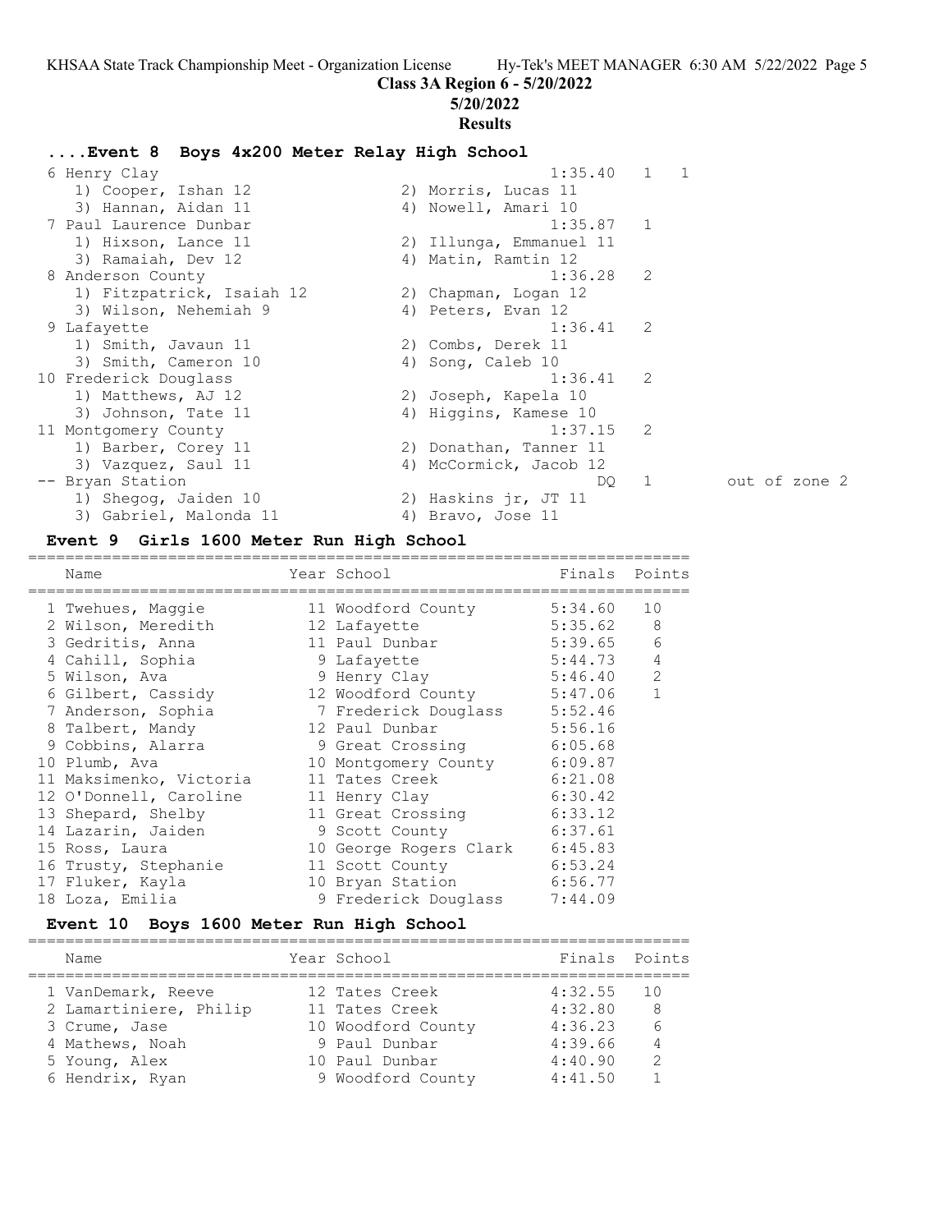**Class 3A Region 6 - 5/20/2022**

**5/20/2022**

**Results**

## ....Event 8 Boys 4x200 Meter Relay High School

| Place | Team | Finals | Heat | Points | Notes |
|---|---|---|---|---|---|
| 6 | Henry Clay | 1:35.40 | 1 | 1 | |
| | 1) Cooper, Ishan 12; 2) Morris, Lucas 11; 3) Hannan, Aidan 11; 4) Nowell, Amari 10 | | | | |
| 7 | Paul Laurence Dunbar | 1:35.87 | 1 | | |
| | 1) Hixson, Lance 11; 2) Illunga, Emmanuel 11; 3) Ramaiah, Dev 12; 4) Matin, Ramtin 12 | | | | |
| 8 | Anderson County | 1:36.28 | 2 | | |
| | 1) Fitzpatrick, Isaiah 12; 2) Chapman, Logan 12; 3) Wilson, Nehemiah 9; 4) Peters, Evan 12 | | | | |
| 9 | Lafayette | 1:36.41 | 2 | | |
| | 1) Smith, Javaun 11; 2) Combs, Derek 11; 3) Smith, Cameron 10; 4) Song, Caleb 10 | | | | |
| 10 | Frederick Douglass | 1:36.41 | 2 | | |
| | 1) Matthews, AJ 12; 2) Joseph, Kapela 10; 3) Johnson, Tate 11; 4) Higgins, Kamese 10 | | | | |
| 11 | Montgomery County | 1:37.15 | 2 | | |
| | 1) Barber, Corey 11; 2) Donathan, Tanner 11; 3) Vazquez, Saul 11; 4) McCormick, Jacob 12 | | | | |
| -- | Bryan Station | DQ | 1 | | out of zone 2 |
| | 1) Shegog, Jaiden 10; 2) Haskins jr, JT 11; 3) Gabriel, Malonda 11; 4) Bravo, Jose 11 | | | | |

## Event 9 Girls 1600 Meter Run High School

| Place | Name | Year | School | Finals | Points |
|---|---|---|---|---|---|
| 1 | Twehues, Maggie | 11 | Woodford County | 5:34.60 | 10 |
| 2 | Wilson, Meredith | 12 | Lafayette | 5:35.62 | 8 |
| 3 | Gedritis, Anna | 11 | Paul Dunbar | 5:39.65 | 6 |
| 4 | Cahill, Sophia | 9 | Lafayette | 5:44.73 | 4 |
| 5 | Wilson, Ava | 9 | Henry Clay | 5:46.40 | 2 |
| 6 | Gilbert, Cassidy | 12 | Woodford County | 5:47.06 | 1 |
| 7 | Anderson, Sophia | 7 | Frederick Douglass | 5:52.46 | |
| 8 | Talbert, Mandy | 12 | Paul Dunbar | 5:56.16 | |
| 9 | Cobbins, Alarra | 9 | Great Crossing | 6:05.68 | |
| 10 | Plumb, Ava | 10 | Montgomery County | 6:09.87 | |
| 11 | Maksimenko, Victoria | 11 | Tates Creek | 6:21.08 | |
| 12 | O'Donnell, Caroline | 11 | Henry Clay | 6:30.42 | |
| 13 | Shepard, Shelby | 11 | Great Crossing | 6:33.12 | |
| 14 | Lazarin, Jaiden | 9 | Scott County | 6:37.61 | |
| 15 | Ross, Laura | 10 | George Rogers Clark | 6:45.83 | |
| 16 | Trusty, Stephanie | 11 | Scott County | 6:53.24 | |
| 17 | Fluker, Kayla | 10 | Bryan Station | 6:56.77 | |
| 18 | Loza, Emilia | 9 | Frederick Douglass | 7:44.09 | |

## Event 10 Boys 1600 Meter Run High School

| Place | Name | Year | School | Finals | Points |
|---|---|---|---|---|---|
| 1 | VanDemark, Reeve | 12 | Tates Creek | 4:32.55 | 10 |
| 2 | Lamartiniere, Philip | 11 | Tates Creek | 4:32.80 | 8 |
| 3 | Crume, Jase | 10 | Woodford County | 4:36.23 | 6 |
| 4 | Mathews, Noah | 9 | Paul Dunbar | 4:39.66 | 4 |
| 5 | Young, Alex | 10 | Paul Dunbar | 4:40.90 | 2 |
| 6 | Hendrix, Ryan | 9 | Woodford County | 4:41.50 | 1 |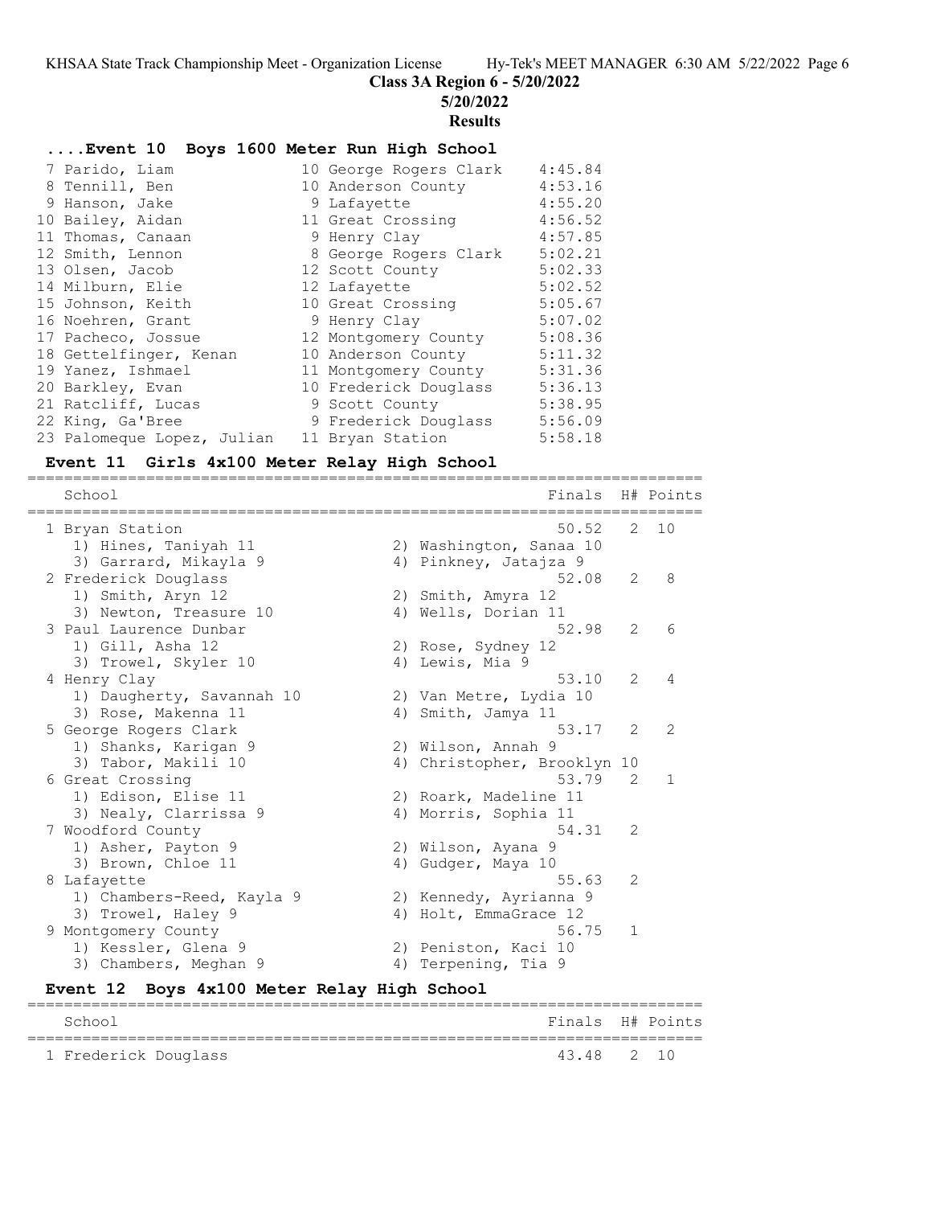Class 3A Region 6 - 5/20/2022

5/20/2022

**Results**

### ....Event 10 Boys 1600 Meter Run High School

| Place | Name | Year | School | Finals |
|---|---|---|---|---|
| 7 | Parido, Liam | 10 | George Rogers Clark | 4:45.84 |
| 8 | Tennill, Ben | 10 | Anderson County | 4:53.16 |
| 9 | Hanson, Jake | 9 | Lafayette | 4:55.20 |
| 10 | Bailey, Aidan | 11 | Great Crossing | 4:56.52 |
| 11 | Thomas, Canaan | 9 | Henry Clay | 4:57.85 |
| 12 | Smith, Lennon | 8 | George Rogers Clark | 5:02.21 |
| 13 | Olsen, Jacob | 12 | Scott County | 5:02.33 |
| 14 | Milburn, Elie | 12 | Lafayette | 5:02.52 |
| 15 | Johnson, Keith | 10 | Great Crossing | 5:05.67 |
| 16 | Noehren, Grant | 9 | Henry Clay | 5:07.02 |
| 17 | Pacheco, Jossue | 12 | Montgomery County | 5:08.36 |
| 18 | Gettelfinger, Kenan | 10 | Anderson County | 5:11.32 |
| 19 | Yanez, Ishmael | 11 | Montgomery County | 5:31.36 |
| 20 | Barkley, Evan | 10 | Frederick Douglass | 5:36.13 |
| 21 | Ratcliff, Lucas | 9 | Scott County | 5:38.95 |
| 22 | King, Ga'Bree | 9 | Frederick Douglass | 5:56.09 |
| 23 | Palomeque Lopez, Julian | 11 | Bryan Station | 5:58.18 |

### Event 11 Girls 4x100 Meter Relay High School

| Place | School | Finals | H# | Points |
|---|---|---|---|---|
| 1 | Bryan Station | 50.52 | 2 | 10 |
| | 1) Hines, Taniyah 11; 2) Washington, Sanaa 10; 3) Garrard, Mikayla 9; 4) Pinkney, Jatajza 9 | | | |
| 2 | Frederick Douglass | 52.08 | 2 | 8 |
| | 1) Smith, Aryn 12; 2) Smith, Amyra 12; 3) Newton, Treasure 10; 4) Wells, Dorian 11 | | | |
| 3 | Paul Laurence Dunbar | 52.98 | 2 | 6 |
| | 1) Gill, Asha 12; 2) Rose, Sydney 12; 3) Trowel, Skyler 10; 4) Lewis, Mia 9 | | | |
| 4 | Henry Clay | 53.10 | 2 | 4 |
| | 1) Daugherty, Savannah 10; 2) Van Metre, Lydia 10; 3) Rose, Makenna 11; 4) Smith, Jamya 11 | | | |
| 5 | George Rogers Clark | 53.17 | 2 | 2 |
| | 1) Shanks, Karigan 9; 2) Wilson, Annah 9; 3) Tabor, Makili 10; 4) Christopher, Brooklyn 10 | | | |
| 6 | Great Crossing | 53.79 | 2 | 1 |
| | 1) Edison, Elise 11; 2) Roark, Madeline 11; 3) Nealy, Clarrissa 9; 4) Morris, Sophia 11 | | | |
| 7 | Woodford County | 54.31 | 2 | |
| | 1) Asher, Payton 9; 2) Wilson, Ayana 9; 3) Brown, Chloe 11; 4) Gudger, Maya 10 | | | |
| 8 | Lafayette | 55.63 | 2 | |
| | 1) Chambers-Reed, Kayla 9; 2) Kennedy, Ayrianna 9; 3) Trowel, Haley 9; 4) Holt, EmmaGrace 12 | | | |
| 9 | Montgomery County | 56.75 | 1 | |
| | 1) Kessler, Glena 9; 2) Peniston, Kaci 10; 3) Chambers, Meghan 9; 4) Terpening, Tia 9 | | | |

### Event 12 Boys 4x100 Meter Relay High School

| Place | School | Finals | H# | Points |
|---|---|---|---|---|
| 1 | Frederick Douglass | 43.48 | 2 | 10 |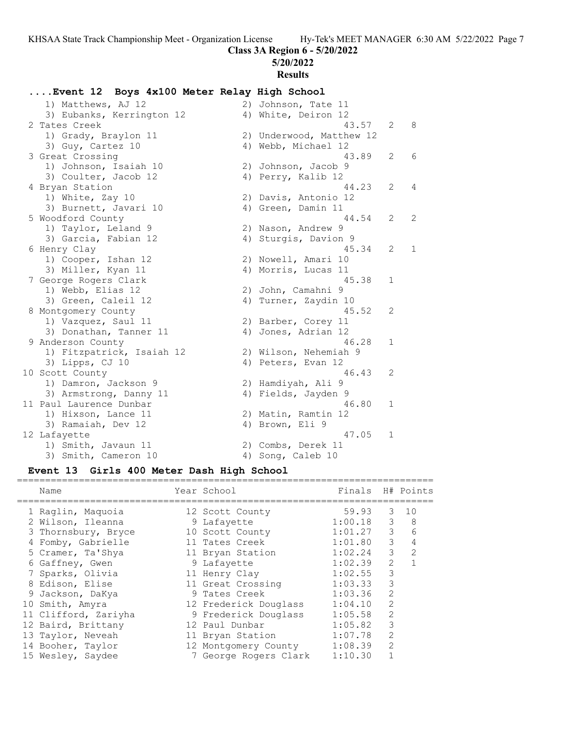## Class 3A Region 6 - 5/20/2022

**5/20/2022**

**Results**

### ....Event 12 Boys 4x100 Meter Relay High School

```
   1) Matthews, AJ 12                2) Johnson, Tate 11
   3) Eubanks, Kerrington 12         4) White, Deiron 12
 2 Tates Creek                                 43.57   2   8
   1) Grady, Braylon 11              2) Underwood, Matthew 12
   3) Guy, Cartez 10                 4) Webb, Michael 12
 3 Great Crossing                              43.89   2   6
   1) Johnson, Isaiah 10             2) Johnson, Jacob 9
   3) Coulter, Jacob 12              4) Perry, Kalib 12
 4 Bryan Station                               44.23   2   4
   1) White, Zay 10                  2) Davis, Antonio 12
   3) Burnett, Javari 10             4) Green, Damin 11
 5 Woodford County                             44.54   2   2
   1) Taylor, Leland 9               2) Nason, Andrew 9
   3) Garcia, Fabian 12              4) Sturgis, Davion 9
 6 Henry Clay                                  45.34   2   1
   1) Cooper, Ishan 12               2) Nowell, Amari 10
   3) Miller, Kyan 11                4) Morris, Lucas 11
 7 George Rogers Clark                         45.38   1
   1) Webb, Elias 12                 2) John, Camahni 9
   3) Green, Caleil 12               4) Turner, Zaydin 10
 8 Montgomery County                           45.52   2
   1) Vazquez, Saul 11               2) Barber, Corey 11
   3) Donathan, Tanner 11            4) Jones, Adrian 12
 9 Anderson County                             46.28   1
   1) Fitzpatrick, Isaiah 12         2) Wilson, Nehemiah 9
   3) Lipps, CJ 10                   4) Peters, Evan 12
10 Scott County                                46.43   2
   1) Damron, Jackson 9              2) Hamdiyah, Ali 9
   3) Armstrong, Danny 11            4) Fields, Jayden 9
11 Paul Laurence Dunbar                        46.80   1
   1) Hixson, Lance 11               2) Matin, Ramtin 12
   3) Ramaiah, Dev 12                4) Brown, Eli 9
12 Lafayette                                   47.05   1
   1) Smith, Javaun 11               2) Combs, Derek 11
   3) Smith, Cameron 10              4) Song, Caleb 10
```

### Event 13 Girls 400 Meter Dash High School

| | Name | Year | School | Finals | H# | Points |
|---|---|---|---|---|---|---|
| 1 | Raglin, Maquoia | 12 | Scott County | 59.93 | 3 | 10 |
| 2 | Wilson, Ileanna | 9 | Lafayette | 1:00.18 | 3 | 8 |
| 3 | Thornsbury, Bryce | 10 | Scott County | 1:01.27 | 3 | 6 |
| 4 | Fomby, Gabrielle | 11 | Tates Creek | 1:01.80 | 3 | 4 |
| 5 | Cramer, Ta'Shya | 11 | Bryan Station | 1:02.24 | 3 | 2 |
| 6 | Gaffney, Gwen | 9 | Lafayette | 1:02.39 | 2 | 1 |
| 7 | Sparks, Olivia | 11 | Henry Clay | 1:02.55 | 3 | |
| 8 | Edison, Elise | 11 | Great Crossing | 1:03.33 | 3 | |
| 9 | Jackson, DaKya | 9 | Tates Creek | 1:03.36 | 2 | |
| 10 | Smith, Amyra | 12 | Frederick Douglass | 1:04.10 | 2 | |
| 11 | Clifford, Zariyha | 9 | Frederick Douglass | 1:05.58 | 2 | |
| 12 | Baird, Brittany | 12 | Paul Dunbar | 1:05.82 | 3 | |
| 13 | Taylor, Neveah | 11 | Bryan Station | 1:07.78 | 2 | |
| 14 | Booher, Taylor | 12 | Montgomery County | 1:08.39 | 2 | |
| 15 | Wesley, Saydee | 7 | George Rogers Clark | 1:10.30 | 1 | |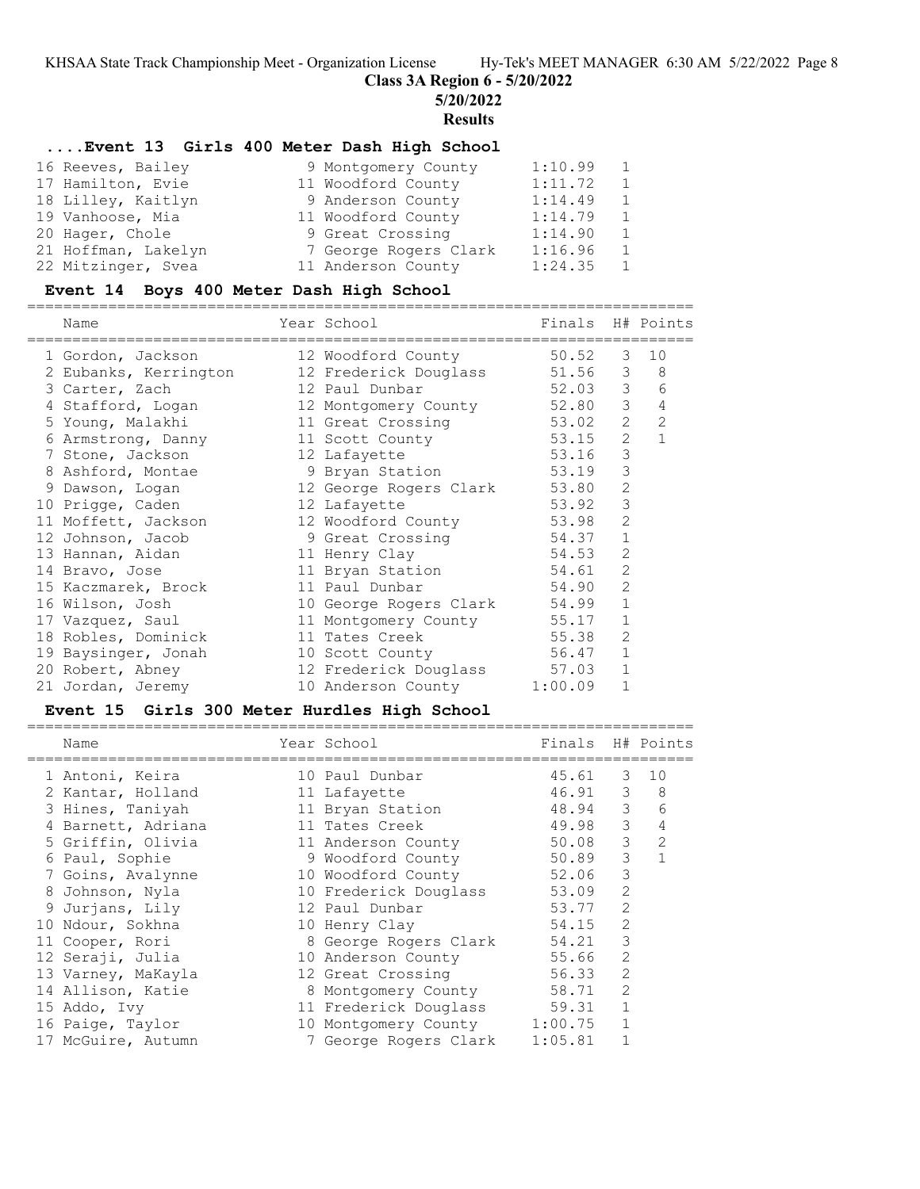## Class 3A Region 6 - 5/20/2022

### 5/20/2022

### Results

### ....Event 13 Girls 400 Meter Dash High School

| Name | Year | School | Finals | H# | Points |
|---|---|---|---|---|---|
| 16 Reeves, Bailey | 9 | Montgomery County | 1:10.99 | 1 | |
| 17 Hamilton, Evie | 11 | Woodford County | 1:11.72 | 1 | |
| 18 Lilley, Kaitlyn | 9 | Anderson County | 1:14.49 | 1 | |
| 19 Vanhoose, Mia | 11 | Woodford County | 1:14.79 | 1 | |
| 20 Hager, Chole | 9 | Great Crossing | 1:14.90 | 1 | |
| 21 Hoffman, Lakelyn | 7 | George Rogers Clark | 1:16.96 | 1 | |
| 22 Mitzinger, Svea | 11 | Anderson County | 1:24.35 | 1 | |

### Event 14 Boys 400 Meter Dash High School

| Name | Year | School | Finals | H# | Points |
|---|---|---|---|---|---|
| 1 Gordon, Jackson | 12 | Woodford County | 50.52 | 3 | 10 |
| 2 Eubanks, Kerrington | 12 | Frederick Douglass | 51.56 | 3 | 8 |
| 3 Carter, Zach | 12 | Paul Dunbar | 52.03 | 3 | 6 |
| 4 Stafford, Logan | 12 | Montgomery County | 52.80 | 3 | 4 |
| 5 Young, Malakhi | 11 | Great Crossing | 53.02 | 2 | 2 |
| 6 Armstrong, Danny | 11 | Scott County | 53.15 | 2 | 1 |
| 7 Stone, Jackson | 12 | Lafayette | 53.16 | 3 | |
| 8 Ashford, Montae | 9 | Bryan Station | 53.19 | 3 | |
| 9 Dawson, Logan | 12 | George Rogers Clark | 53.80 | 2 | |
| 10 Prigge, Caden | 12 | Lafayette | 53.92 | 3 | |
| 11 Moffett, Jackson | 12 | Woodford County | 53.98 | 2 | |
| 12 Johnson, Jacob | 9 | Great Crossing | 54.37 | 1 | |
| 13 Hannan, Aidan | 11 | Henry Clay | 54.53 | 2 | |
| 14 Bravo, Jose | 11 | Bryan Station | 54.61 | 2 | |
| 15 Kaczmarek, Brock | 11 | Paul Dunbar | 54.90 | 2 | |
| 16 Wilson, Josh | 10 | George Rogers Clark | 54.99 | 1 | |
| 17 Vazquez, Saul | 11 | Montgomery County | 55.17 | 1 | |
| 18 Robles, Dominick | 11 | Tates Creek | 55.38 | 2 | |
| 19 Baysinger, Jonah | 10 | Scott County | 56.47 | 1 | |
| 20 Robert, Abney | 12 | Frederick Douglass | 57.03 | 1 | |
| 21 Jordan, Jeremy | 10 | Anderson County | 1:00.09 | 1 | |

### Event 15 Girls 300 Meter Hurdles High School

| Name | Year | School | Finals | H# | Points |
|---|---|---|---|---|---|
| 1 Antoni, Keira | 10 | Paul Dunbar | 45.61 | 3 | 10 |
| 2 Kantar, Holland | 11 | Lafayette | 46.91 | 3 | 8 |
| 3 Hines, Taniyah | 11 | Bryan Station | 48.94 | 3 | 6 |
| 4 Barnett, Adriana | 11 | Tates Creek | 49.98 | 3 | 4 |
| 5 Griffin, Olivia | 11 | Anderson County | 50.08 | 3 | 2 |
| 6 Paul, Sophie | 9 | Woodford County | 50.89 | 3 | 1 |
| 7 Goins, Avalynne | 10 | Woodford County | 52.06 | 3 | |
| 8 Johnson, Nyla | 10 | Frederick Douglass | 53.09 | 2 | |
| 9 Jurjans, Lily | 12 | Paul Dunbar | 53.77 | 2 | |
| 10 Ndour, Sokhna | 10 | Henry Clay | 54.15 | 2 | |
| 11 Cooper, Rori | 8 | George Rogers Clark | 54.21 | 3 | |
| 12 Seraji, Julia | 10 | Anderson County | 55.66 | 2 | |
| 13 Varney, MaKayla | 12 | Great Crossing | 56.33 | 2 | |
| 14 Allison, Katie | 8 | Montgomery County | 58.71 | 2 | |
| 15 Addo, Ivy | 11 | Frederick Douglass | 59.31 | 1 | |
| 16 Paige, Taylor | 10 | Montgomery County | 1:00.75 | 1 | |
| 17 McGuire, Autumn | 7 | George Rogers Clark | 1:05.81 | 1 | |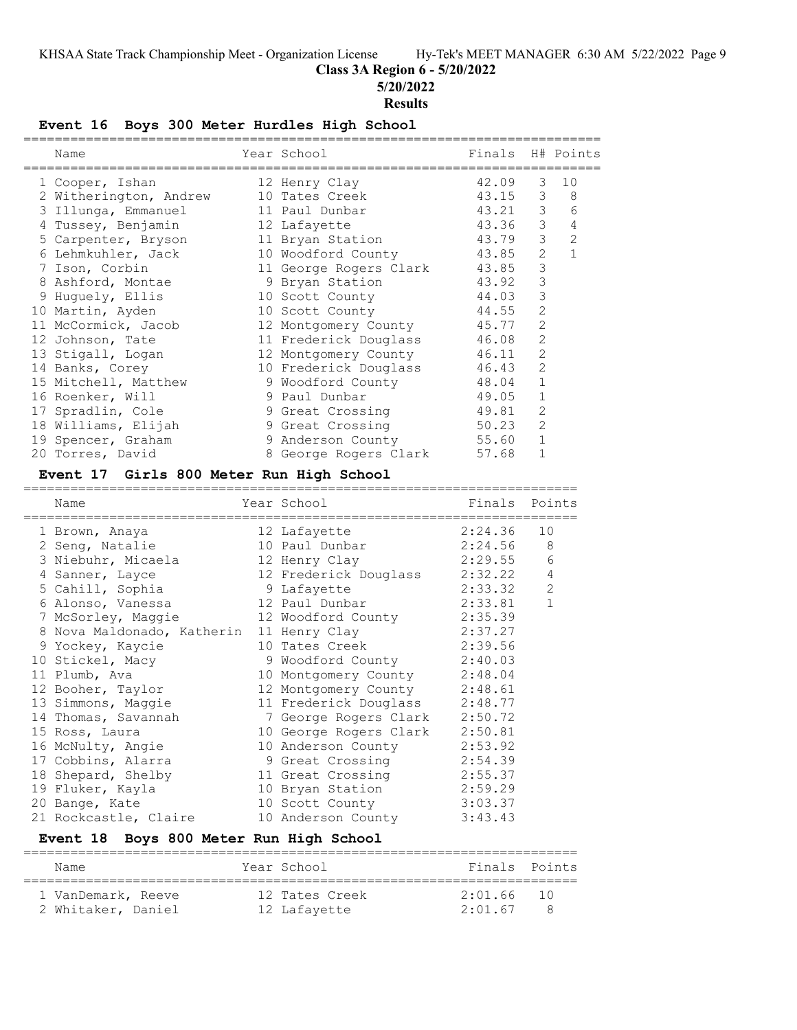# Class 3A Region 6 - 5/20/2022

## 5/20/2022

## Results

### Event 16 Boys 300 Meter Hurdles High School

| Name | Year | School | Finals | H# | Points |
|---|---|---|---|---|---|
| 1 Cooper, Ishan | 12 | Henry Clay | 42.09 | 3 | 10 |
| 2 Witherington, Andrew | 10 | Tates Creek | 43.15 | 3 | 8 |
| 3 Illunga, Emmanuel | 11 | Paul Dunbar | 43.21 | 3 | 6 |
| 4 Tussey, Benjamin | 12 | Lafayette | 43.36 | 3 | 4 |
| 5 Carpenter, Bryson | 11 | Bryan Station | 43.79 | 3 | 2 |
| 6 Lehmkuhler, Jack | 10 | Woodford County | 43.85 | 2 | 1 |
| 7 Ison, Corbin | 11 | George Rogers Clark | 43.85 | 3 | |
| 8 Ashford, Montae | 9 | Bryan Station | 43.92 | 3 | |
| 9 Huguely, Ellis | 10 | Scott County | 44.03 | 3 | |
| 10 Martin, Ayden | 10 | Scott County | 44.55 | 2 | |
| 11 McCormick, Jacob | 12 | Montgomery County | 45.77 | 2 | |
| 12 Johnson, Tate | 11 | Frederick Douglass | 46.08 | 2 | |
| 13 Stigall, Logan | 12 | Montgomery County | 46.11 | 2 | |
| 14 Banks, Corey | 10 | Frederick Douglass | 46.43 | 2 | |
| 15 Mitchell, Matthew | 9 | Woodford County | 48.04 | 1 | |
| 16 Roenker, Will | 9 | Paul Dunbar | 49.05 | 1 | |
| 17 Spradlin, Cole | 9 | Great Crossing | 49.81 | 2 | |
| 18 Williams, Elijah | 9 | Great Crossing | 50.23 | 2 | |
| 19 Spencer, Graham | 9 | Anderson County | 55.60 | 1 | |
| 20 Torres, David | 8 | George Rogers Clark | 57.68 | 1 | |

### Event 17 Girls 800 Meter Run High School

| Name | Year | School | Finals | Points |
|---|---|---|---|---|
| 1 Brown, Anaya | 12 | Lafayette | 2:24.36 | 10 |
| 2 Seng, Natalie | 10 | Paul Dunbar | 2:24.56 | 8 |
| 3 Niebuhr, Micaela | 12 | Henry Clay | 2:29.55 | 6 |
| 4 Sanner, Layce | 12 | Frederick Douglass | 2:32.22 | 4 |
| 5 Cahill, Sophia | 9 | Lafayette | 2:33.32 | 2 |
| 6 Alonso, Vanessa | 12 | Paul Dunbar | 2:33.81 | 1 |
| 7 McSorley, Maggie | 12 | Woodford County | 2:35.39 | |
| 8 Nova Maldonado, Katherin | 11 | Henry Clay | 2:37.27 | |
| 9 Yockey, Kaycie | 10 | Tates Creek | 2:39.56 | |
| 10 Stickel, Macy | 9 | Woodford County | 2:40.03 | |
| 11 Plumb, Ava | 10 | Montgomery County | 2:48.04 | |
| 12 Booher, Taylor | 12 | Montgomery County | 2:48.61 | |
| 13 Simmons, Maggie | 11 | Frederick Douglass | 2:48.77 | |
| 14 Thomas, Savannah | 7 | George Rogers Clark | 2:50.72 | |
| 15 Ross, Laura | 10 | George Rogers Clark | 2:50.81 | |
| 16 McNulty, Angie | 10 | Anderson County | 2:53.92 | |
| 17 Cobbins, Alarra | 9 | Great Crossing | 2:54.39 | |
| 18 Shepard, Shelby | 11 | Great Crossing | 2:55.37 | |
| 19 Fluker, Kayla | 10 | Bryan Station | 2:59.29 | |
| 20 Bange, Kate | 10 | Scott County | 3:03.37 | |
| 21 Rockcastle, Claire | 10 | Anderson County | 3:43.43 | |

### Event 18 Boys 800 Meter Run High School

| Name | Year | School | Finals | Points |
|---|---|---|---|---|
| 1 VanDemark, Reeve | 12 | Tates Creek | 2:01.66 | 10 |
| 2 Whitaker, Daniel | 12 | Lafayette | 2:01.67 | 8 |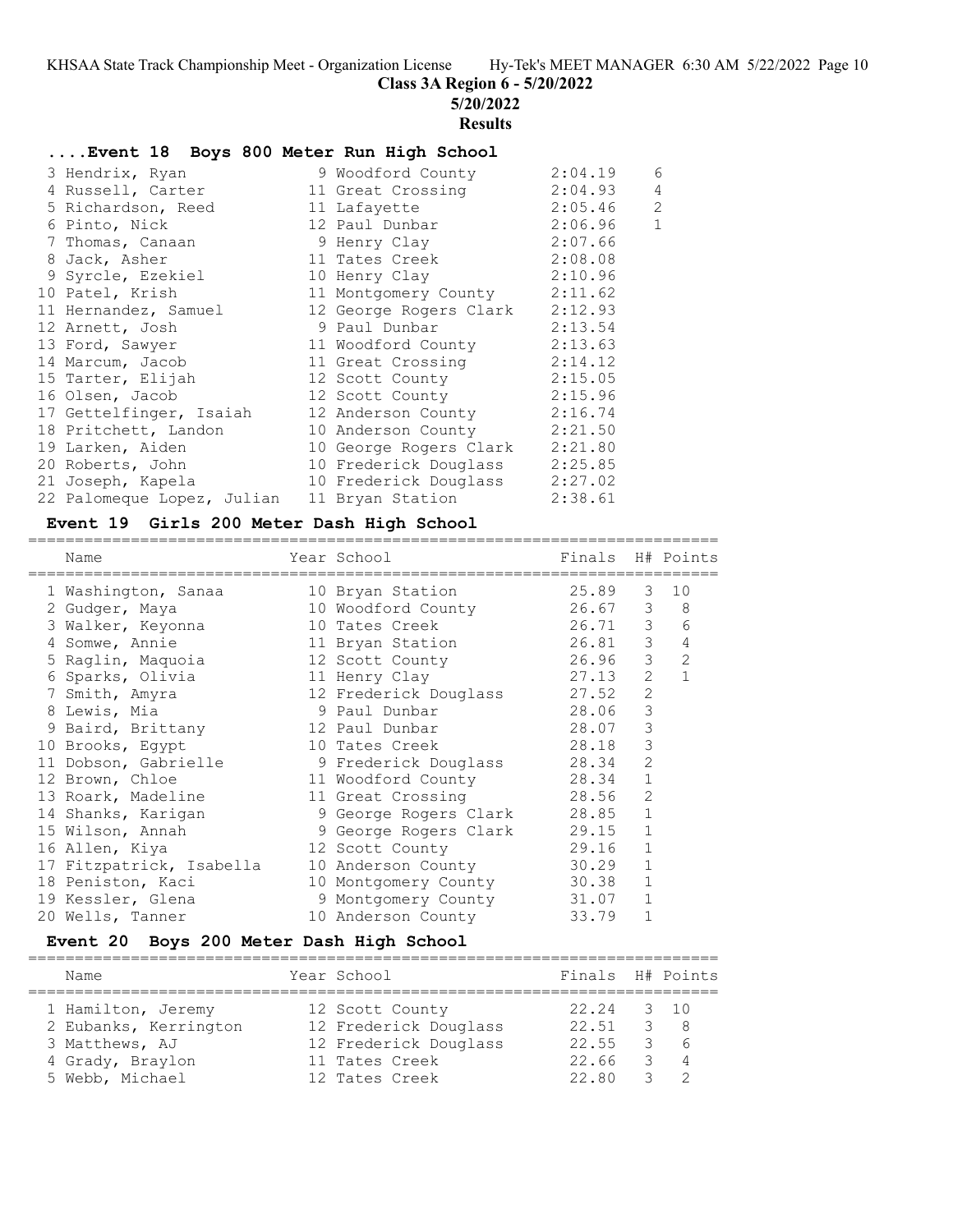## Class 3A Region 6 - 5/20/2022

## 5/20/2022

## Results

### ....Event 18 Boys 800 Meter Run High School

| Place | Name | Year | School | Finals | Points |
|---|---|---|---|---|---|
| 3 | Hendrix, Ryan | 9 | Woodford County | 2:04.19 | 6 |
| 4 | Russell, Carter | 11 | Great Crossing | 2:04.93 | 4 |
| 5 | Richardson, Reed | 11 | Lafayette | 2:05.46 | 2 |
| 6 | Pinto, Nick | 12 | Paul Dunbar | 2:06.96 | 1 |
| 7 | Thomas, Canaan | 9 | Henry Clay | 2:07.66 | |
| 8 | Jack, Asher | 11 | Tates Creek | 2:08.08 | |
| 9 | Syrcle, Ezekiel | 10 | Henry Clay | 2:10.96 | |
| 10 | Patel, Krish | 11 | Montgomery County | 2:11.62 | |
| 11 | Hernandez, Samuel | 12 | George Rogers Clark | 2:12.93 | |
| 12 | Arnett, Josh | 9 | Paul Dunbar | 2:13.54 | |
| 13 | Ford, Sawyer | 11 | Woodford County | 2:13.63 | |
| 14 | Marcum, Jacob | 11 | Great Crossing | 2:14.12 | |
| 15 | Tarter, Elijah | 12 | Scott County | 2:15.05 | |
| 16 | Olsen, Jacob | 12 | Scott County | 2:15.96 | |
| 17 | Gettelfinger, Isaiah | 12 | Anderson County | 2:16.74 | |
| 18 | Pritchett, Landon | 10 | Anderson County | 2:21.50 | |
| 19 | Larken, Aiden | 10 | George Rogers Clark | 2:21.80 | |
| 20 | Roberts, John | 10 | Frederick Douglass | 2:25.85 | |
| 21 | Joseph, Kapela | 10 | Frederick Douglass | 2:27.02 | |
| 22 | Palomeque Lopez, Julian | 11 | Bryan Station | 2:38.61 | |

### Event 19 Girls 200 Meter Dash High School

| Place | Name | Year | School | Finals | H# | Points |
|---|---|---|---|---|---|---|
| 1 | Washington, Sanaa | 10 | Bryan Station | 25.89 | 3 | 10 |
| 2 | Gudger, Maya | 10 | Woodford County | 26.67 | 3 | 8 |
| 3 | Walker, Keyonna | 10 | Tates Creek | 26.71 | 3 | 6 |
| 4 | Somwe, Annie | 11 | Bryan Station | 26.81 | 3 | 4 |
| 5 | Raglin, Maquoia | 12 | Scott County | 26.96 | 3 | 2 |
| 6 | Sparks, Olivia | 11 | Henry Clay | 27.13 | 2 | 1 |
| 7 | Smith, Amyra | 12 | Frederick Douglass | 27.52 | 2 | |
| 8 | Lewis, Mia | 9 | Paul Dunbar | 28.06 | 3 | |
| 9 | Baird, Brittany | 12 | Paul Dunbar | 28.07 | 3 | |
| 10 | Brooks, Egypt | 10 | Tates Creek | 28.18 | 3 | |
| 11 | Dobson, Gabrielle | 9 | Frederick Douglass | 28.34 | 2 | |
| 12 | Brown, Chloe | 11 | Woodford County | 28.34 | 1 | |
| 13 | Roark, Madeline | 11 | Great Crossing | 28.56 | 2 | |
| 14 | Shanks, Karigan | 9 | George Rogers Clark | 28.85 | 1 | |
| 15 | Wilson, Annah | 9 | George Rogers Clark | 29.15 | 1 | |
| 16 | Allen, Kiya | 12 | Scott County | 29.16 | 1 | |
| 17 | Fitzpatrick, Isabella | 10 | Anderson County | 30.29 | 1 | |
| 18 | Peniston, Kaci | 10 | Montgomery County | 30.38 | 1 | |
| 19 | Kessler, Glena | 9 | Montgomery County | 31.07 | 1 | |
| 20 | Wells, Tanner | 10 | Anderson County | 33.79 | 1 | |

### Event 20 Boys 200 Meter Dash High School

| Place | Name | Year | School | Finals | H# | Points |
|---|---|---|---|---|---|---|
| 1 | Hamilton, Jeremy | 12 | Scott County | 22.24 | 3 | 10 |
| 2 | Eubanks, Kerrington | 12 | Frederick Douglass | 22.51 | 3 | 8 |
| 3 | Matthews, AJ | 12 | Frederick Douglass | 22.55 | 3 | 6 |
| 4 | Grady, Braylon | 11 | Tates Creek | 22.66 | 3 | 4 |
| 5 | Webb, Michael | 12 | Tates Creek | 22.80 | 3 | 2 |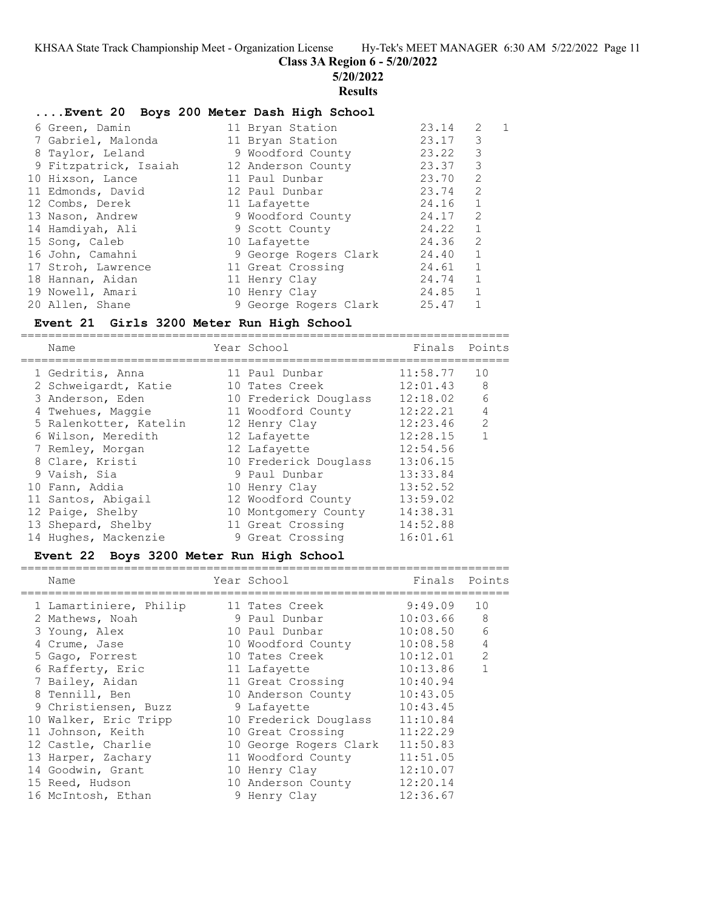**Class 3A Region 6 - 5/20/2022**

**5/20/2022**

**Results**

### ....Event 20 Boys 200 Meter Dash High School

| Place | Name | Year | School | Finals | H# | Points |
|---|---|---|---|---|---|---|
| 6 | Green, Damin | 11 | Bryan Station | 23.14 | 2 | 1 |
| 7 | Gabriel, Malonda | 11 | Bryan Station | 23.17 | 3 | |
| 8 | Taylor, Leland | 9 | Woodford County | 23.22 | 3 | |
| 9 | Fitzpatrick, Isaiah | 12 | Anderson County | 23.37 | 3 | |
| 10 | Hixson, Lance | 11 | Paul Dunbar | 23.70 | 2 | |
| 11 | Edmonds, David | 12 | Paul Dunbar | 23.74 | 2 | |
| 12 | Combs, Derek | 11 | Lafayette | 24.16 | 1 | |
| 13 | Nason, Andrew | 9 | Woodford County | 24.17 | 2 | |
| 14 | Hamdiyah, Ali | 9 | Scott County | 24.22 | 1 | |
| 15 | Song, Caleb | 10 | Lafayette | 24.36 | 2 | |
| 16 | John, Camahni | 9 | George Rogers Clark | 24.40 | 1 | |
| 17 | Stroh, Lawrence | 11 | Great Crossing | 24.61 | 1 | |
| 18 | Hannan, Aidan | 11 | Henry Clay | 24.74 | 1 | |
| 19 | Nowell, Amari | 10 | Henry Clay | 24.85 | 1 | |
| 20 | Allen, Shane | 9 | George Rogers Clark | 25.47 | 1 | |

### Event 21 Girls 3200 Meter Run High School

| Place | Name | Year | School | Finals | Points |
|---|---|---|---|---|---|
| 1 | Gedritis, Anna | 11 | Paul Dunbar | 11:58.77 | 10 |
| 2 | Schweigardt, Katie | 10 | Tates Creek | 12:01.43 | 8 |
| 3 | Anderson, Eden | 10 | Frederick Douglass | 12:18.02 | 6 |
| 4 | Twehues, Maggie | 11 | Woodford County | 12:22.21 | 4 |
| 5 | Ralenkotter, Katelin | 12 | Henry Clay | 12:23.46 | 2 |
| 6 | Wilson, Meredith | 12 | Lafayette | 12:28.15 | 1 |
| 7 | Remley, Morgan | 12 | Lafayette | 12:54.56 | |
| 8 | Clare, Kristi | 10 | Frederick Douglass | 13:06.15 | |
| 9 | Vaish, Sia | 9 | Paul Dunbar | 13:33.84 | |
| 10 | Fann, Addia | 10 | Henry Clay | 13:52.52 | |
| 11 | Santos, Abigail | 12 | Woodford County | 13:59.02 | |
| 12 | Paige, Shelby | 10 | Montgomery County | 14:38.31 | |
| 13 | Shepard, Shelby | 11 | Great Crossing | 14:52.88 | |
| 14 | Hughes, Mackenzie | 9 | Great Crossing | 16:01.61 | |

### Event 22 Boys 3200 Meter Run High School

| Place | Name | Year | School | Finals | Points |
|---|---|---|---|---|---|
| 1 | Lamartiniere, Philip | 11 | Tates Creek | 9:49.09 | 10 |
| 2 | Mathews, Noah | 9 | Paul Dunbar | 10:03.66 | 8 |
| 3 | Young, Alex | 10 | Paul Dunbar | 10:08.50 | 6 |
| 4 | Crume, Jase | 10 | Woodford County | 10:08.58 | 4 |
| 5 | Gago, Forrest | 10 | Tates Creek | 10:12.01 | 2 |
| 6 | Rafferty, Eric | 11 | Lafayette | 10:13.86 | 1 |
| 7 | Bailey, Aidan | 11 | Great Crossing | 10:40.94 | |
| 8 | Tennill, Ben | 10 | Anderson County | 10:43.05 | |
| 9 | Christiensen, Buzz | 9 | Lafayette | 10:43.45 | |
| 10 | Walker, Eric Tripp | 10 | Frederick Douglass | 11:10.84 | |
| 11 | Johnson, Keith | 10 | Great Crossing | 11:22.29 | |
| 12 | Castle, Charlie | 10 | George Rogers Clark | 11:50.83 | |
| 13 | Harper, Zachary | 11 | Woodford County | 11:51.05 | |
| 14 | Goodwin, Grant | 10 | Henry Clay | 12:10.07 | |
| 15 | Reed, Hudson | 10 | Anderson County | 12:20.14 | |
| 16 | McIntosh, Ethan | 9 | Henry Clay | 12:36.67 | |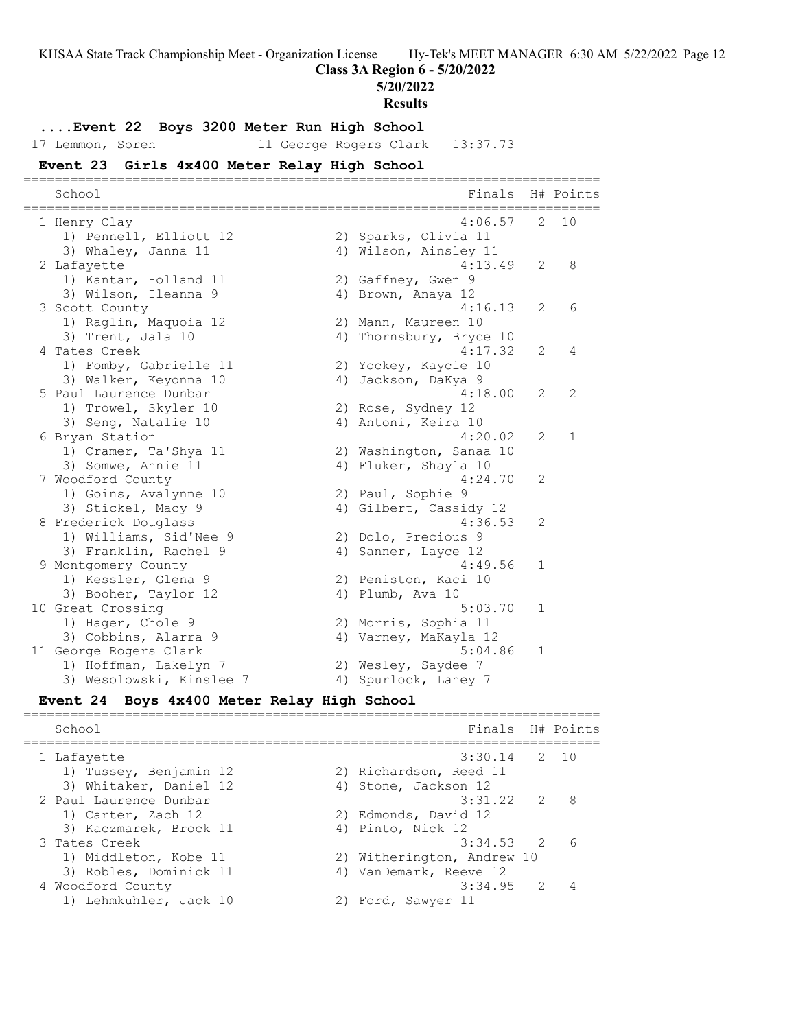**Class 3A Region 6 - 5/20/2022**

**5/20/2022**

**Results**

## ....Event 22 Boys 3200 Meter Run High School

| Place | Name | Year | School | Finals |
|---|---|---|---|---|
| 17 | Lemmon, Soren | 11 | George Rogers Clark | 13:37.73 |

## Event 23 Girls 4x400 Meter Relay High School

| Place | School | Finals | H# | Points |
|---|---|---|---|---|
| 1 | Henry Clay | 4:06.57 | 2 | 10 |
| | 1) Pennell, Elliott 12; 2) Sparks, Olivia 11; 3) Whaley, Janna 11; 4) Wilson, Ainsley 11 | | | |
| 2 | Lafayette | 4:13.49 | 2 | 8 |
| | 1) Kantar, Holland 11; 2) Gaffney, Gwen 9; 3) Wilson, Ileanna 9; 4) Brown, Anaya 12 | | | |
| 3 | Scott County | 4:16.13 | 2 | 6 |
| | 1) Raglin, Maquoia 12; 2) Mann, Maureen 10; 3) Trent, Jala 10; 4) Thornsbury, Bryce 10 | | | |
| 4 | Tates Creek | 4:17.32 | 2 | 4 |
| | 1) Fomby, Gabrielle 11; 2) Yockey, Kaycie 10; 3) Walker, Keyonna 10; 4) Jackson, DaKya 9 | | | |
| 5 | Paul Laurence Dunbar | 4:18.00 | 2 | 2 |
| | 1) Trowel, Skyler 10; 2) Rose, Sydney 12; 3) Seng, Natalie 10; 4) Antoni, Keira 10 | | | |
| 6 | Bryan Station | 4:20.02 | 2 | 1 |
| | 1) Cramer, Ta'Shya 11; 2) Washington, Sanaa 10; 3) Somwe, Annie 11; 4) Fluker, Shayla 10 | | | |
| 7 | Woodford County | 4:24.70 | 2 | |
| | 1) Goins, Avalynne 10; 2) Paul, Sophie 9; 3) Stickel, Macy 9; 4) Gilbert, Cassidy 12 | | | |
| 8 | Frederick Douglass | 4:36.53 | 2 | |
| | 1) Williams, Sid'Nee 9; 2) Dolo, Precious 9; 3) Franklin, Rachel 9; 4) Sanner, Layce 12 | | | |
| 9 | Montgomery County | 4:49.56 | 1 | |
| | 1) Kessler, Glena 9; 2) Peniston, Kaci 10; 3) Booher, Taylor 12; 4) Plumb, Ava 10 | | | |
| 10 | Great Crossing | 5:03.70 | 1 | |
| | 1) Hager, Chole 9; 2) Morris, Sophia 11; 3) Cobbins, Alarra 9; 4) Varney, MaKayla 12 | | | |
| 11 | George Rogers Clark | 5:04.86 | 1 | |
| | 1) Hoffman, Lakelyn 7; 2) Wesley, Saydee 7; 3) Wesolowski, Kinslee 7; 4) Spurlock, Laney 7 | | | |

## Event 24 Boys 4x400 Meter Relay High School

| Place | School | Finals | H# | Points |
|---|---|---|---|---|
| 1 | Lafayette | 3:30.14 | 2 | 10 |
| | 1) Tussey, Benjamin 12; 2) Richardson, Reed 11; 3) Whitaker, Daniel 12; 4) Stone, Jackson 12 | | | |
| 2 | Paul Laurence Dunbar | 3:31.22 | 2 | 8 |
| | 1) Carter, Zach 12; 2) Edmonds, David 12; 3) Kaczmarek, Brock 11; 4) Pinto, Nick 12 | | | |
| 3 | Tates Creek | 3:34.53 | 2 | 6 |
| | 1) Middleton, Kobe 11; 2) Witherington, Andrew 10; 3) Robles, Dominick 11; 4) VanDemark, Reeve 12 | | | |
| 4 | Woodford County | 3:34.95 | 2 | 4 |
| | 1) Lehmkuhler, Jack 10; 2) Ford, Sawyer 11 | | | |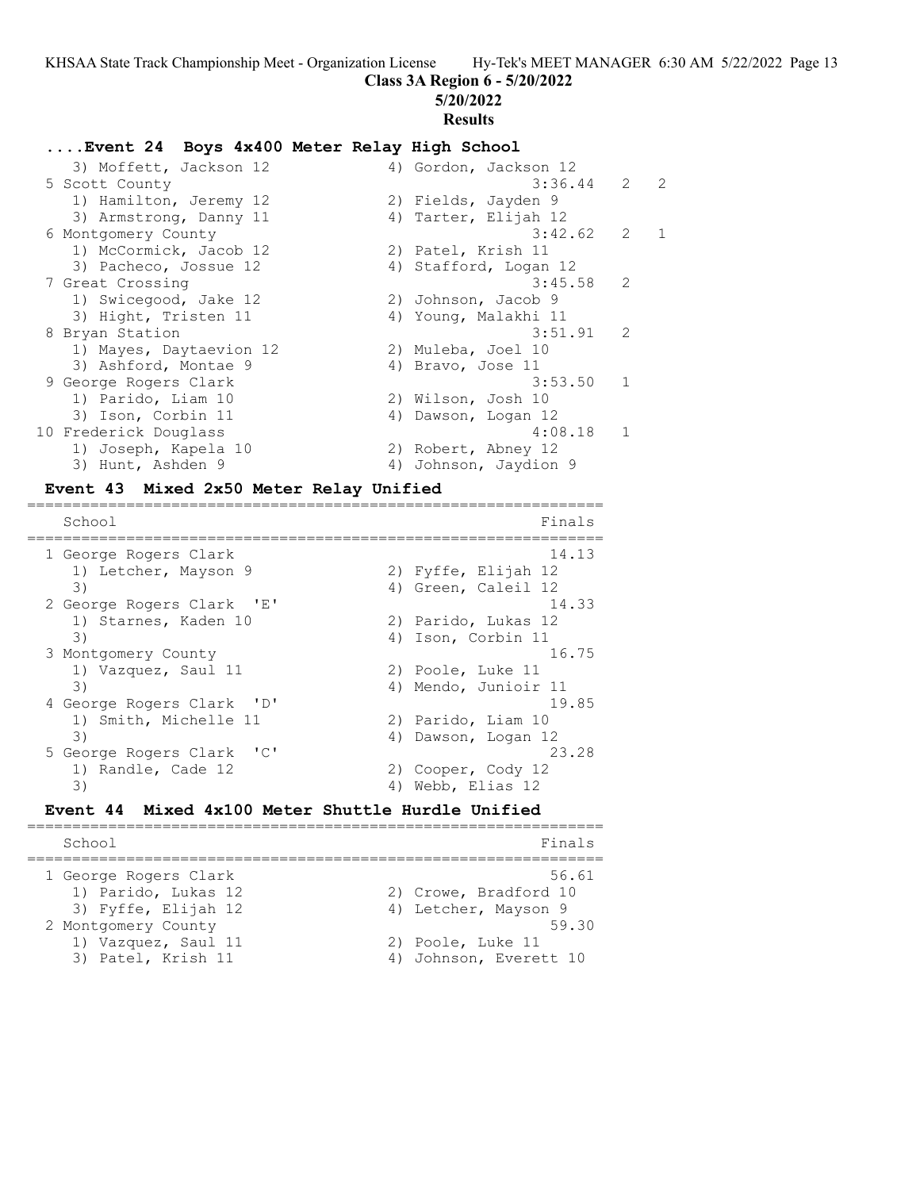## ....Event 24 Boys 4x400 Meter Relay High School

```
   3) Moffett, Jackson 12             4) Gordon, Jackson 12
 5 Scott County                                3:36.44   2   2
   1) Hamilton, Jeremy 12             2) Fields, Jayden 9
   3) Armstrong, Danny 11             4) Tarter, Elijah 12
 6 Montgomery County                           3:42.62   2   1
   1) McCormick, Jacob 12             2) Patel, Krish 11
   3) Pacheco, Jossue 12              4) Stafford, Logan 12
 7 Great Crossing                              3:45.58   2
   1) Swicegood, Jake 12              2) Johnson, Jacob 9
   3) Hight, Tristen 11               4) Young, Malakhi 11
 8 Bryan Station                               3:51.91   2
   1) Mayes, Daytaevion 12            2) Muleba, Joel 10
   3) Ashford, Montae 9               4) Bravo, Jose 11
 9 George Rogers Clark                         3:53.50   1
   1) Parido, Liam 10                 2) Wilson, Josh 10
   3) Ison, Corbin 11                 4) Dawson, Logan 12
10 Frederick Douglass                          4:08.18   1
   1) Joseph, Kapela 10               2) Robert, Abney 12
   3) Hunt, Ashden 9                  4) Johnson, Jaydion 9
```

## Event 43 Mixed 2x50 Meter Relay Unified

```
================================================================
   School                                               Finals
================================================================
 1 George Rogers Clark                                   14.13
   1) Letcher, Mayson 9               2) Fyffe, Elijah 12
   3)                                 4) Green, Caleil 12
 2 George Rogers Clark  'E'                              14.33
   1) Starnes, Kaden 10               2) Parido, Lukas 12
   3)                                 4) Ison, Corbin 11
 3 Montgomery County                                     16.75
   1) Vazquez, Saul 11                2) Poole, Luke 11
   3)                                 4) Mendo, Junioir 11
 4 George Rogers Clark  'D'                              19.85
   1) Smith, Michelle 11              2) Parido, Liam 10
   3)                                 4) Dawson, Logan 12
 5 George Rogers Clark  'C'                              23.28
   1) Randle, Cade 12                 2) Cooper, Cody 12
   3)                                 4) Webb, Elias 12
```

## Event 44 Mixed 4x100 Meter Shuttle Hurdle Unified

```
================================================================
   School                                               Finals
================================================================
 1 George Rogers Clark                                   56.61
   1) Parido, Lukas 12                2) Crowe, Bradford 10
   3) Fyffe, Elijah 12                4) Letcher, Mayson 9
 2 Montgomery County                                     59.30
   1) Vazquez, Saul 11                2) Poole, Luke 11
   3) Patel, Krish 11                 4) Johnson, Everett 10
```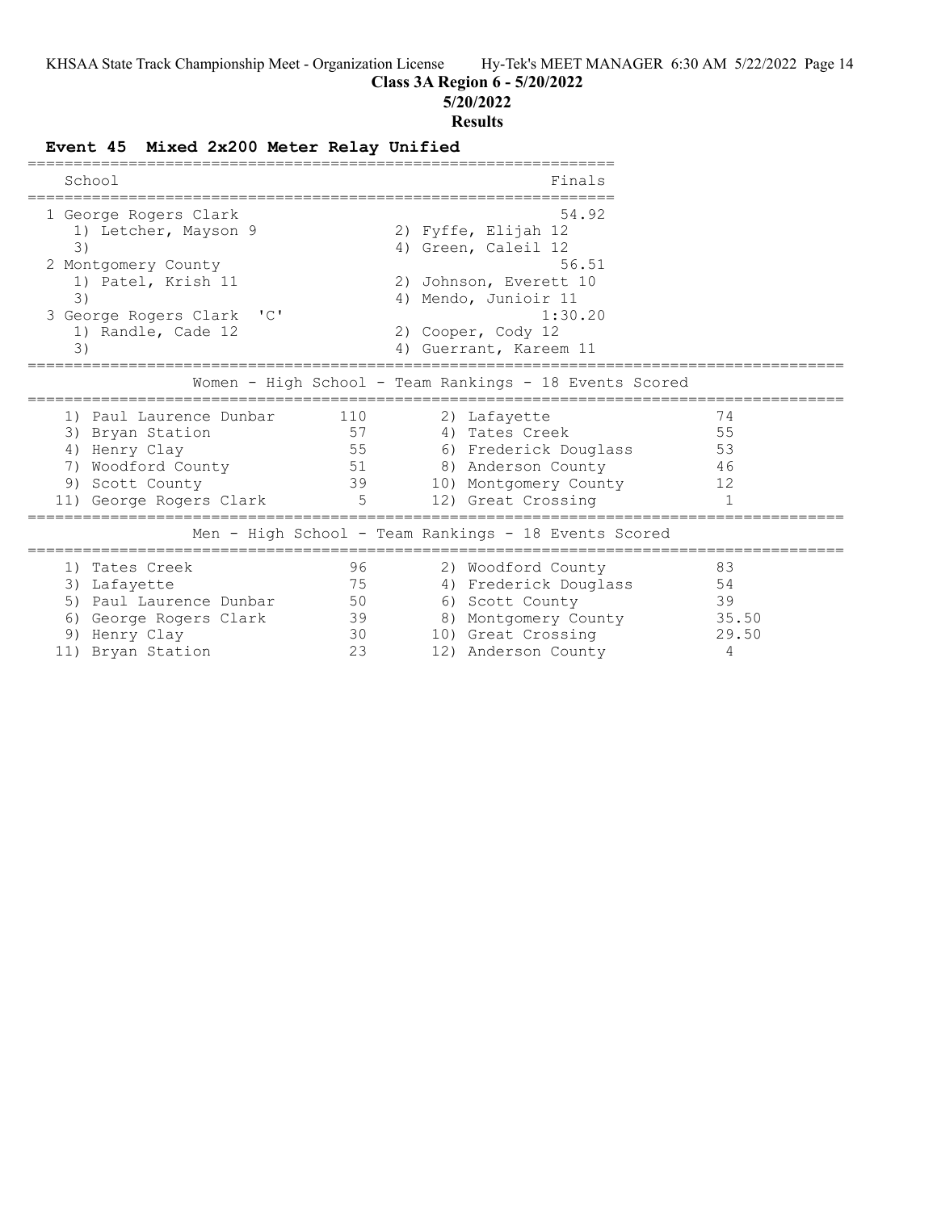Class 3A Region 6 - 5/20/2022

5/20/2022

Results

### Event 45 Mixed 2x200 Meter Relay Unified

| School | Finals |
|---|---|
| 1 George Rogers Clark | 54.92 |
| 1) Letcher, Mayson 9 · 2) Fyffe, Elijah 12 · 3) · 4) Green, Caleil 12 | |
| 2 Montgomery County | 56.51 |
| 1) Patel, Krish 11 · 2) Johnson, Everett 10 · 3) · 4) Mendo, Junioir 11 | |
| 3 George Rogers Clark 'C' | 1:30.20 |
| 1) Randle, Cade 12 · 2) Cooper, Cody 12 · 3) · 4) Guerrant, Kareem 11 | |

#### Women - High School - Team Rankings - 18 Events Scored

| | | | | |
|---|---|---|---|---|
| 1) Paul Laurence Dunbar | 110 | | 2) Lafayette | 74 |
| 3) Bryan Station | 57 | | 4) Tates Creek | 55 |
| 4) Henry Clay | 55 | | 6) Frederick Douglass | 53 |
| 7) Woodford County | 51 | | 8) Anderson County | 46 |
| 9) Scott County | 39 | | 10) Montgomery County | 12 |
| 11) George Rogers Clark | 5 | | 12) Great Crossing | 1 |

#### Men - High School - Team Rankings - 18 Events Scored

| | | | | |
|---|---|---|---|---|
| 1) Tates Creek | 96 | | 2) Woodford County | 83 |
| 3) Lafayette | 75 | | 4) Frederick Douglass | 54 |
| 5) Paul Laurence Dunbar | 50 | | 6) Scott County | 39 |
| 6) George Rogers Clark | 39 | | 8) Montgomery County | 35.50 |
| 9) Henry Clay | 30 | | 10) Great Crossing | 29.50 |
| 11) Bryan Station | 23 | | 12) Anderson County | 4 |